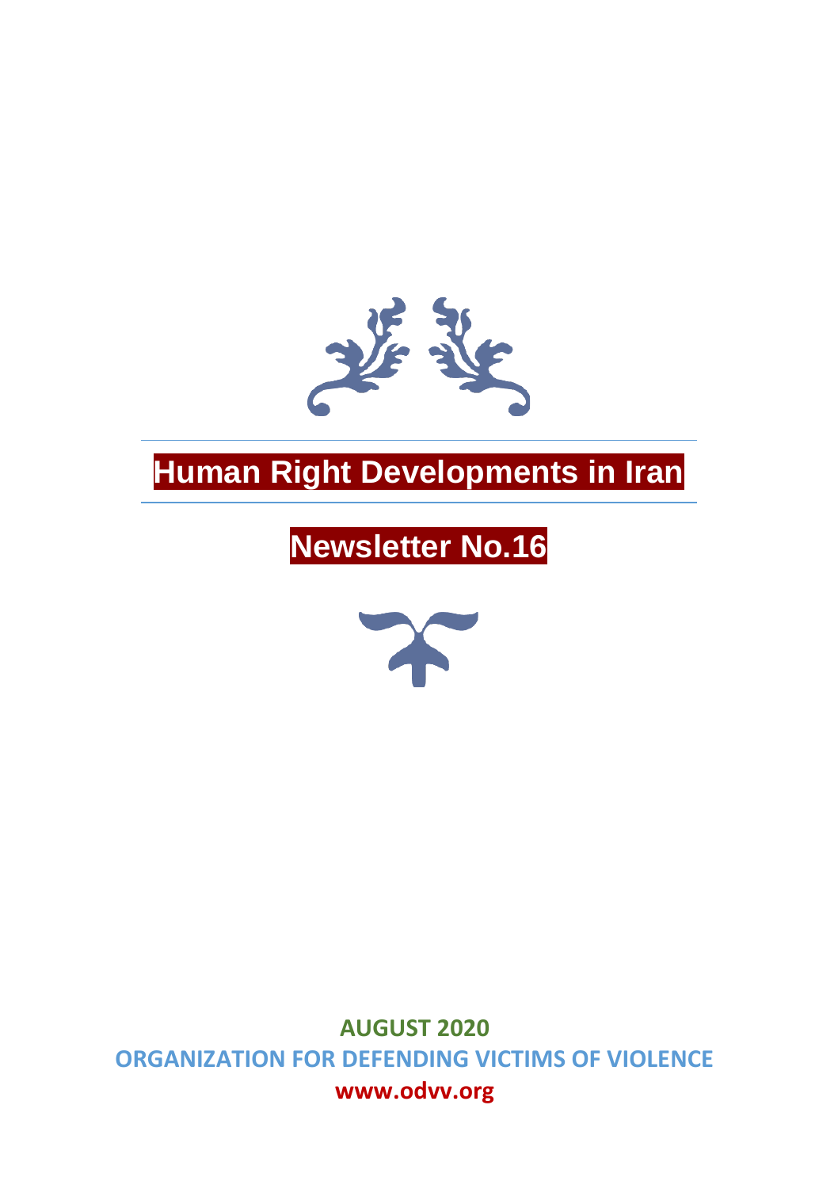# Human Right Developments in Iran

## Newsletter No.16

**AUGUST 2020**

**ORGANIZATION FOR DEFENDING VICTIMS OF VIOLENCE**

**www.odvv.org**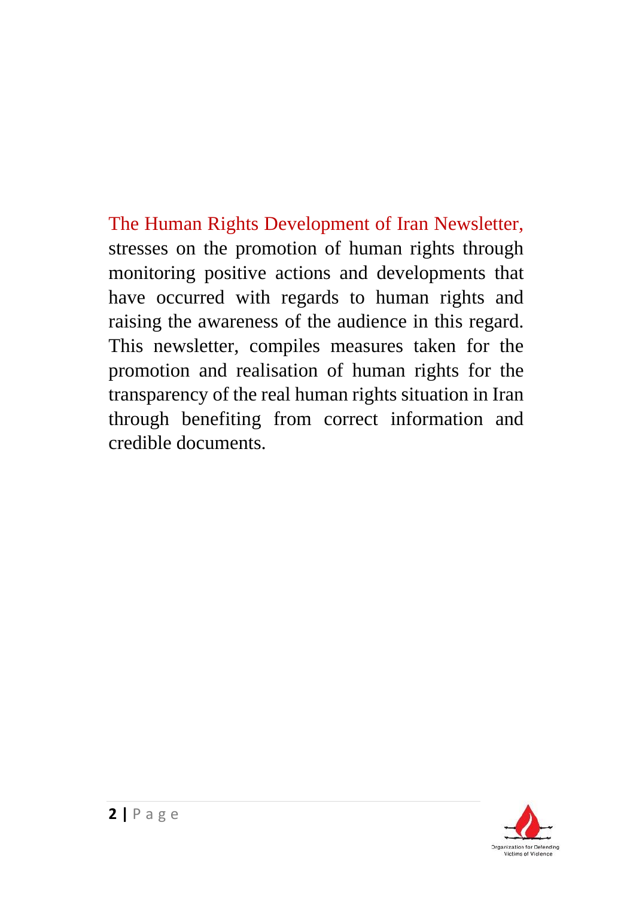The Human Rights Development of Iran Newsletter, stresses on the promotion of human rights through monitoring positive actions and developments that have occurred with regards to human rights and raising the awareness of the audience in this regard. This newsletter, compiles measures taken for the promotion and realisation of human rights for the transparency of the real human rights situation in Iran through benefiting from correct information and credible documents.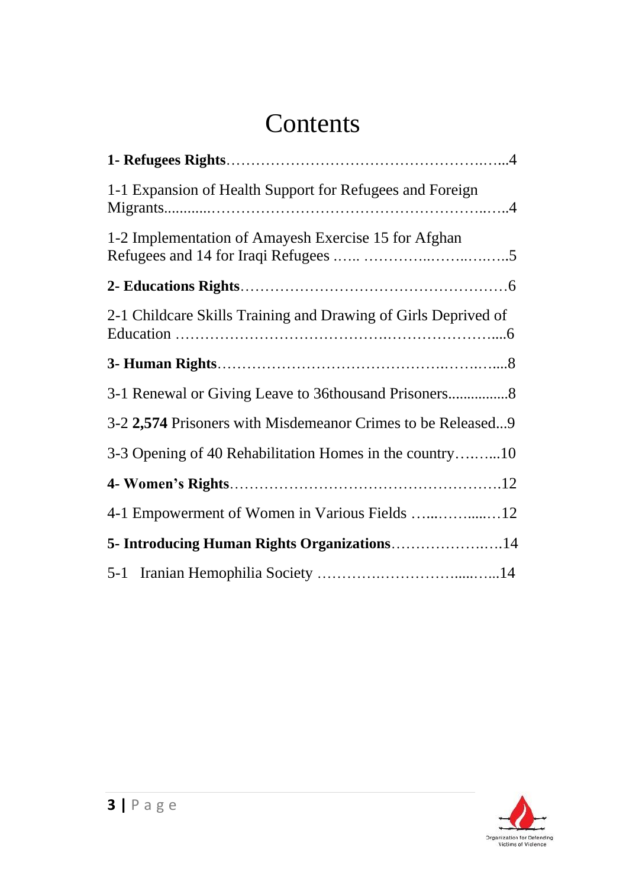# Contents

**1- Refugees Rights**……………………………………………….…...4

1-1 Expansion of Health Support for Refugees and Foreign Migrants............………………………………………………..…..4

1-2 Implementation of Amayesh Exercise 15 for Afghan Refugees and 14 for Iraqi Refugees …... …………..…….….…..5

**2- Educations Rights**………………………………………………6

2-1 Childcare Skills Training and Drawing of Girls Deprived of Education ………………………………….…………………....6

**3- Human Rights**……………………………………….…….…....8

3-1 Renewal or Giving Leave to 36thousand Prisoners................8

3-2 **2,574** Prisoners with Misdemeanor Crimes to be Released...9

3-3 Opening of 40 Rehabilitation Homes in the country….…...10

**4- Women's Rights**…………………………………………….12

4-1 Empowerment of Women in Various Fields …...……......…12

**5- Introducing Human Rights Organizations**………………….….14

5-1 Iranian Hemophilia Society ……….……………......…...14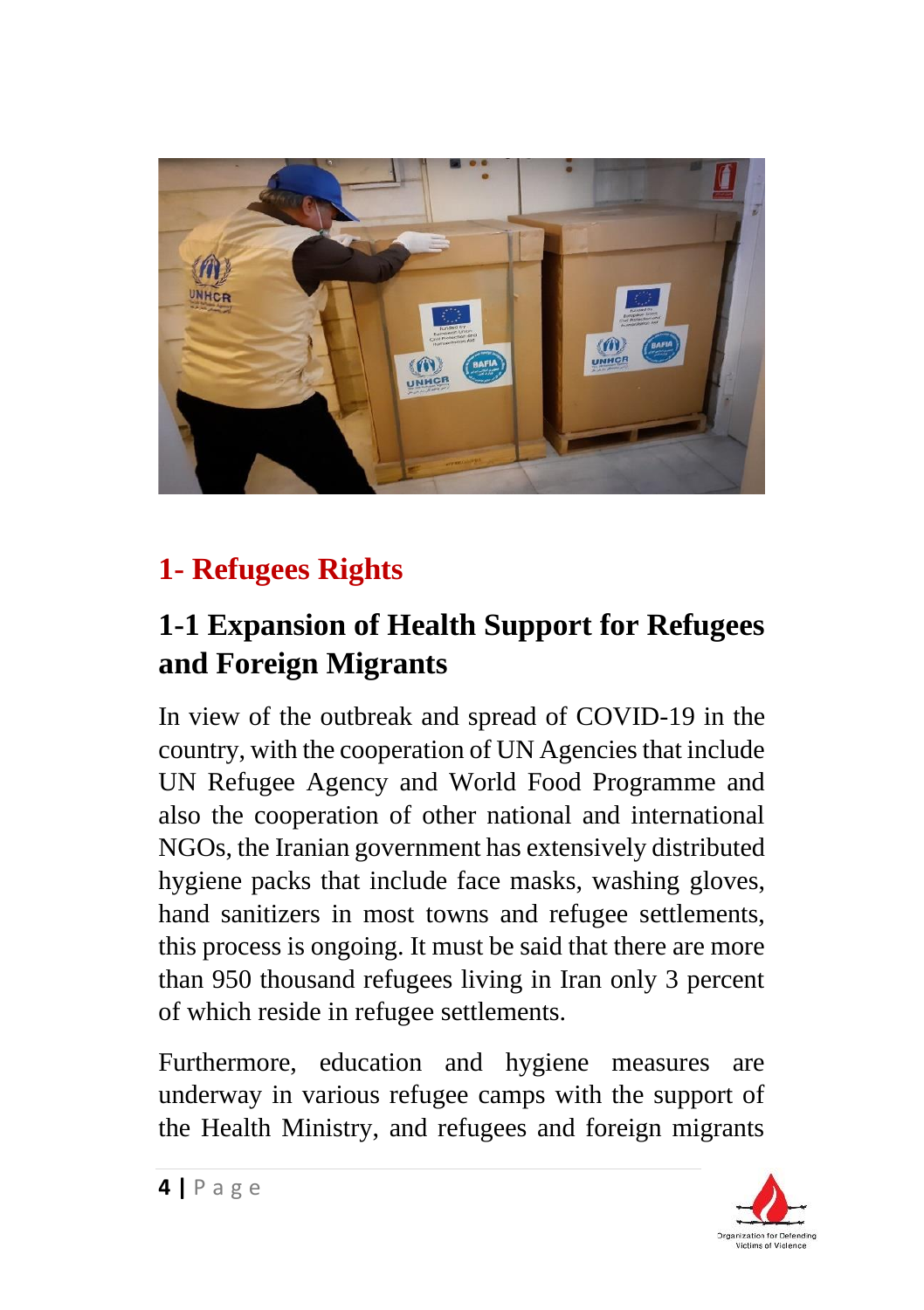# 1- Refugees Rights

## 1-1 Expansion of Health Support for Refugees and Foreign Migrants

In view of the outbreak and spread of COVID-19 in the country, with the cooperation of UN Agencies that include UN Refugee Agency and World Food Programme and also the cooperation of other national and international NGOs, the Iranian government has extensively distributed hygiene packs that include face masks, washing gloves, hand sanitizers in most towns and refugee settlements, this process is ongoing. It must be said that there are more than 950 thousand refugees living in Iran only 3 percent of which reside in refugee settlements.

Furthermore, education and hygiene measures are underway in various refugee camps with the support of the Health Ministry, and refugees and foreign migrants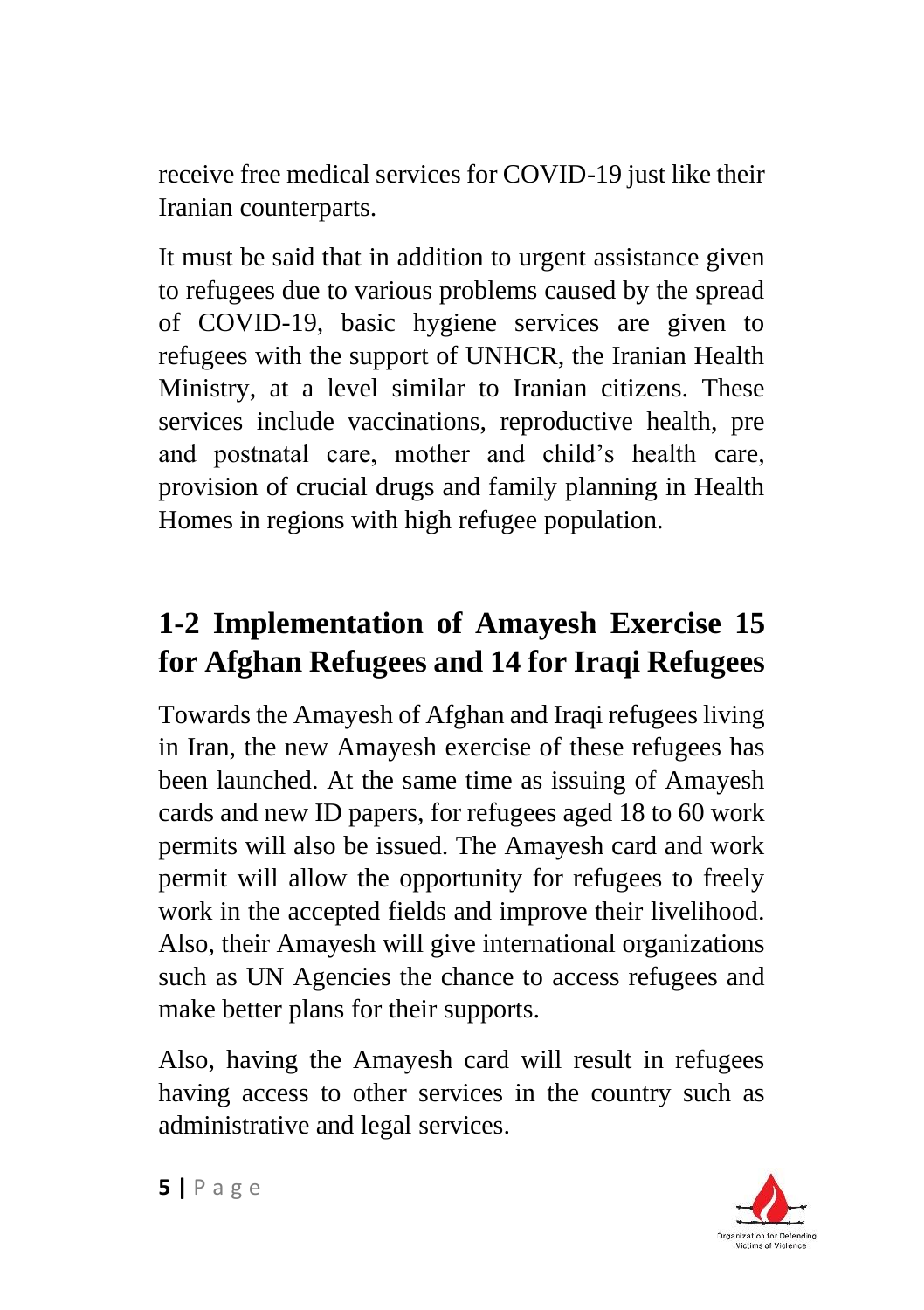receive free medical services for COVID-19 just like their Iranian counterparts.

It must be said that in addition to urgent assistance given to refugees due to various problems caused by the spread of COVID-19, basic hygiene services are given to refugees with the support of UNHCR, the Iranian Health Ministry, at a level similar to Iranian citizens. These services include vaccinations, reproductive health, pre and postnatal care, mother and child's health care, provision of crucial drugs and family planning in Health Homes in regions with high refugee population.

## 1-2 Implementation of Amayesh Exercise 15 for Afghan Refugees and 14 for Iraqi Refugees

Towards the Amayesh of Afghan and Iraqi refugees living in Iran, the new Amayesh exercise of these refugees has been launched. At the same time as issuing of Amayesh cards and new ID papers, for refugees aged 18 to 60 work permits will also be issued. The Amayesh card and work permit will allow the opportunity for refugees to freely work in the accepted fields and improve their livelihood. Also, their Amayesh will give international organizations such as UN Agencies the chance to access refugees and make better plans for their supports.

Also, having the Amayesh card will result in refugees having access to other services in the country such as administrative and legal services.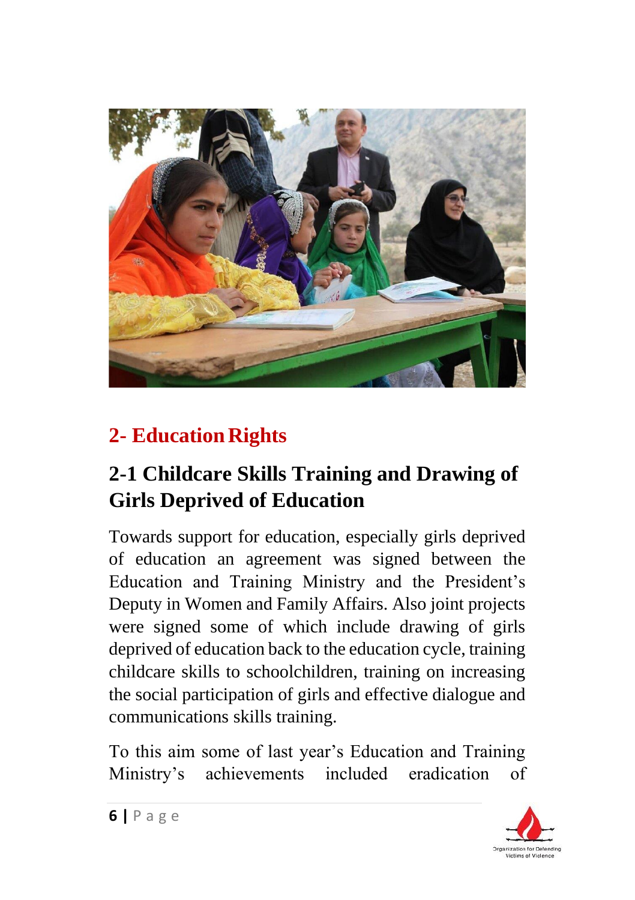## 2- Education Rights

### 2-1 Childcare Skills Training and Drawing of Girls Deprived of Education

Towards support for education, especially girls deprived of education an agreement was signed between the Education and Training Ministry and the President's Deputy in Women and Family Affairs. Also joint projects were signed some of which include drawing of girls deprived of education back to the education cycle, training childcare skills to schoolchildren, training on increasing the social participation of girls and effective dialogue and communications skills training.

To this aim some of last year's Education and Training Ministry's achievements included eradication of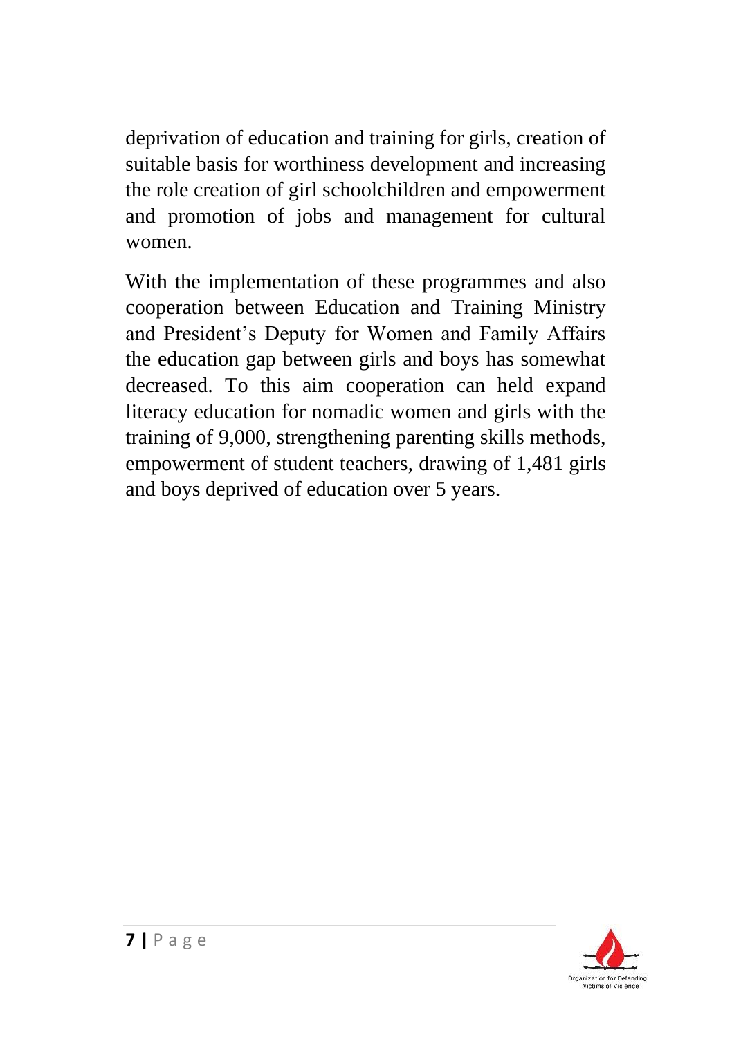deprivation of education and training for girls, creation of suitable basis for worthiness development and increasing the role creation of girl schoolchildren and empowerment and promotion of jobs and management for cultural women.

With the implementation of these programmes and also cooperation between Education and Training Ministry and President's Deputy for Women and Family Affairs the education gap between girls and boys has somewhat decreased. To this aim cooperation can held expand literacy education for nomadic women and girls with the training of 9,000, strengthening parenting skills methods, empowerment of student teachers, drawing of 1,481 girls and boys deprived of education over 5 years.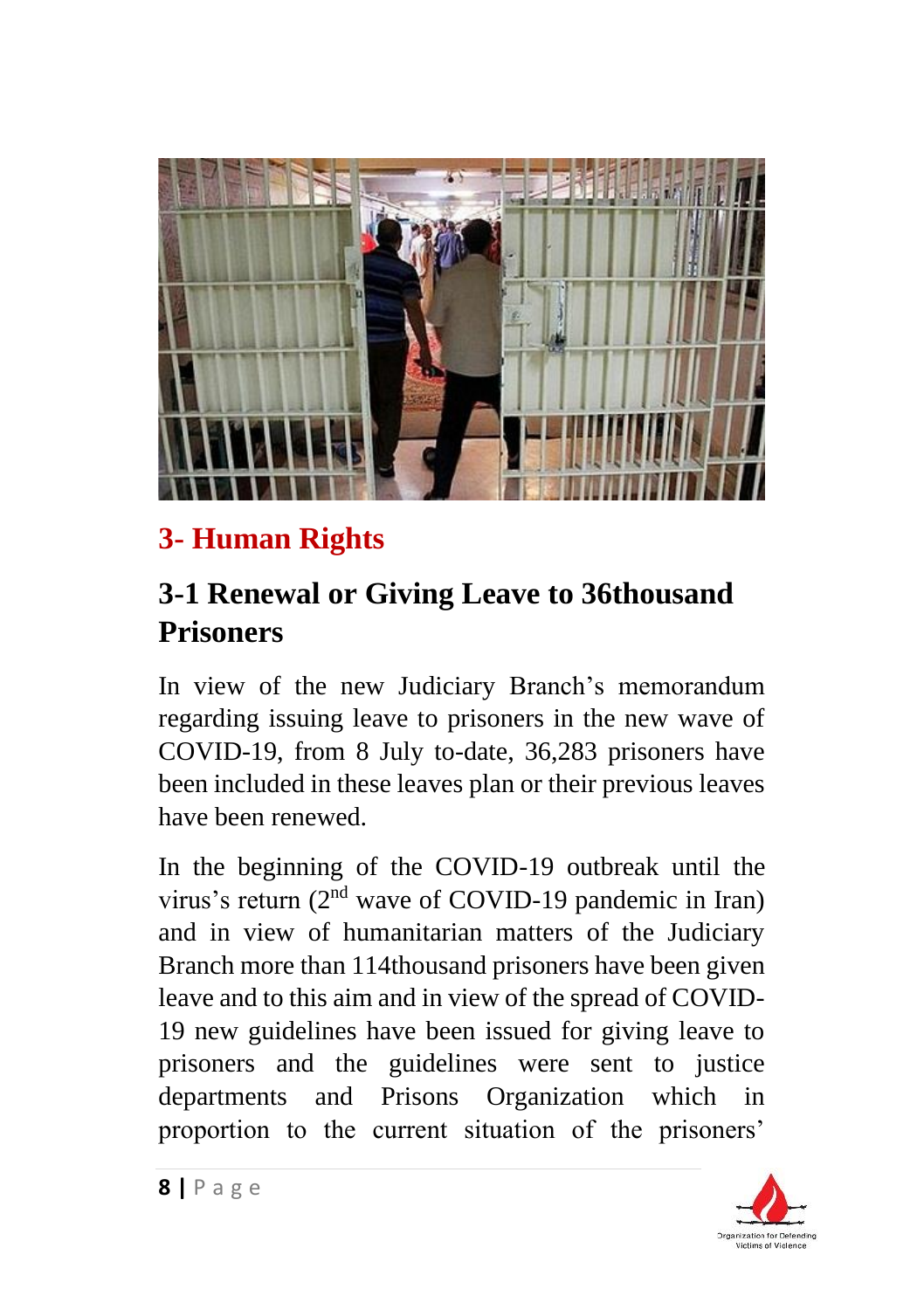## 3- Human Rights

### 3-1 Renewal or Giving Leave to 36thousand Prisoners

In view of the new Judiciary Branch's memorandum regarding issuing leave to prisoners in the new wave of COVID-19, from 8 July to-date, 36,283 prisoners have been included in these leaves plan or their previous leaves have been renewed.

In the beginning of the COVID-19 outbreak until the virus's return (2nd wave of COVID-19 pandemic in Iran) and in view of humanitarian matters of the Judiciary Branch more than 114thousand prisoners have been given leave and to this aim and in view of the spread of COVID-19 new guidelines have been issued for giving leave to prisoners and the guidelines were sent to justice departments and Prisons Organization which in proportion to the current situation of the prisoners'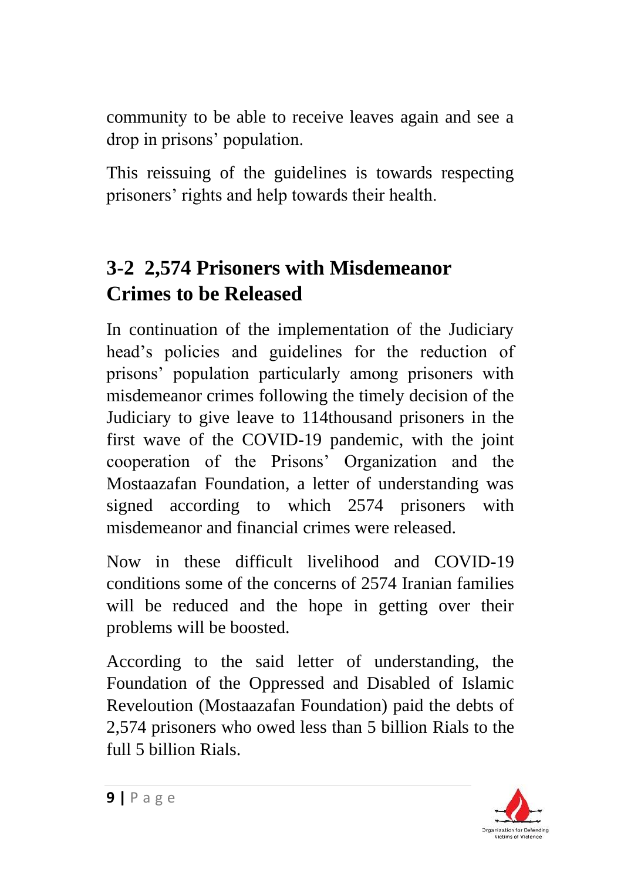community to be able to receive leaves again and see a drop in prisons' population.

This reissuing of the guidelines is towards respecting prisoners' rights and help towards their health.

## 3-2 2,574 Prisoners with Misdemeanor Crimes to be Released

In continuation of the implementation of the Judiciary head's policies and guidelines for the reduction of prisons' population particularly among prisoners with misdemeanor crimes following the timely decision of the Judiciary to give leave to 114thousand prisoners in the first wave of the COVID-19 pandemic, with the joint cooperation of the Prisons' Organization and the Mostaazafan Foundation, a letter of understanding was signed according to which 2574 prisoners with misdemeanor and financial crimes were released.

Now in these difficult livelihood and COVID-19 conditions some of the concerns of 2574 Iranian families will be reduced and the hope in getting over their problems will be boosted.

According to the said letter of understanding, the Foundation of the Oppressed and Disabled of Islamic Reveloution (Mostaazafan Foundation) paid the debts of 2,574 prisoners who owed less than 5 billion Rials to the full 5 billion Rials.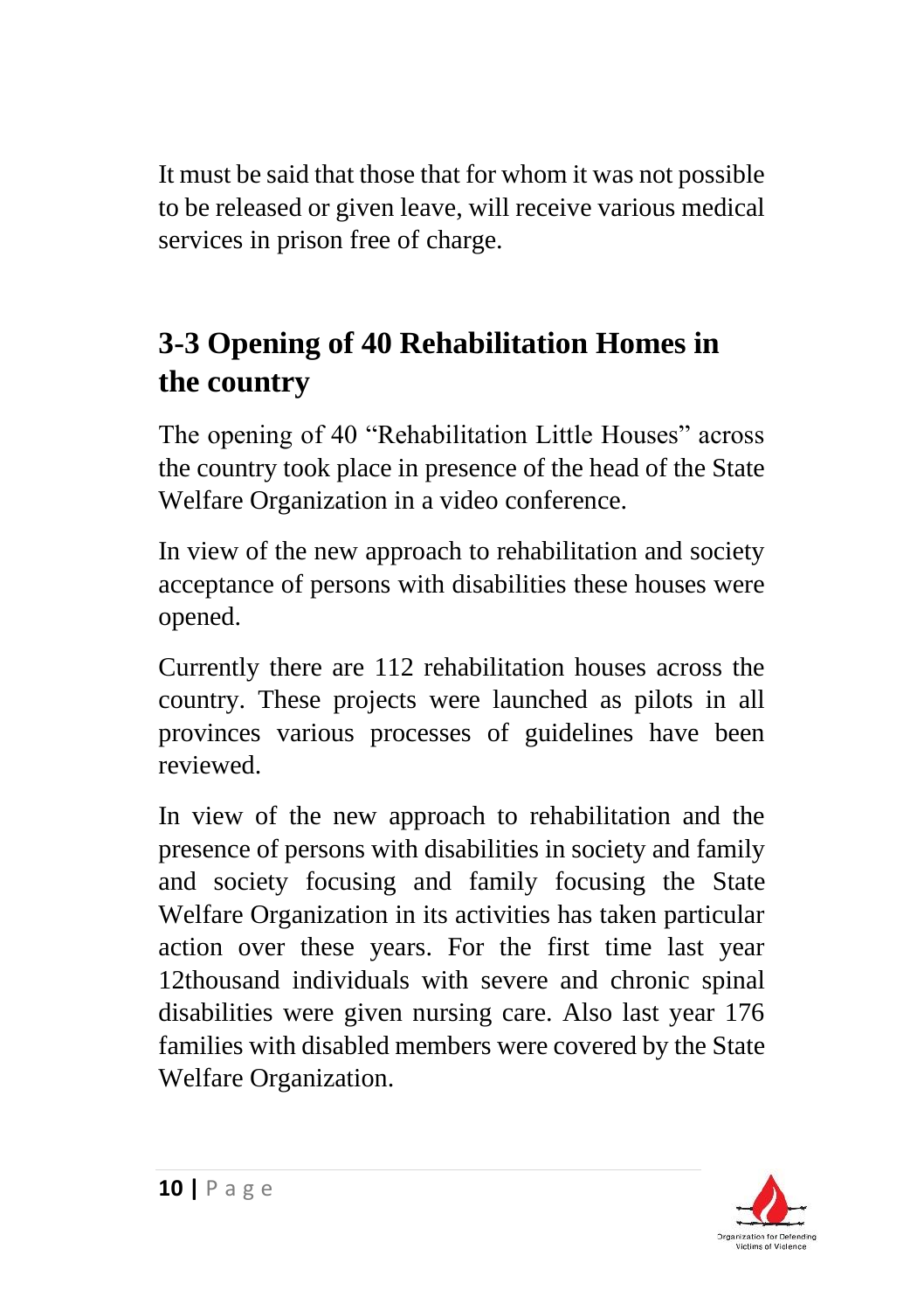It must be said that those that for whom it was not possible to be released or given leave, will receive various medical services in prison free of charge.

## 3-3 Opening of 40 Rehabilitation Homes in the country

The opening of 40 "Rehabilitation Little Houses" across the country took place in presence of the head of the State Welfare Organization in a video conference.

In view of the new approach to rehabilitation and society acceptance of persons with disabilities these houses were opened.

Currently there are 112 rehabilitation houses across the country. These projects were launched as pilots in all provinces various processes of guidelines have been reviewed.

In view of the new approach to rehabilitation and the presence of persons with disabilities in society and family and society focusing and family focusing the State Welfare Organization in its activities has taken particular action over these years. For the first time last year 12thousand individuals with severe and chronic spinal disabilities were given nursing care. Also last year 176 families with disabled members were covered by the State Welfare Organization.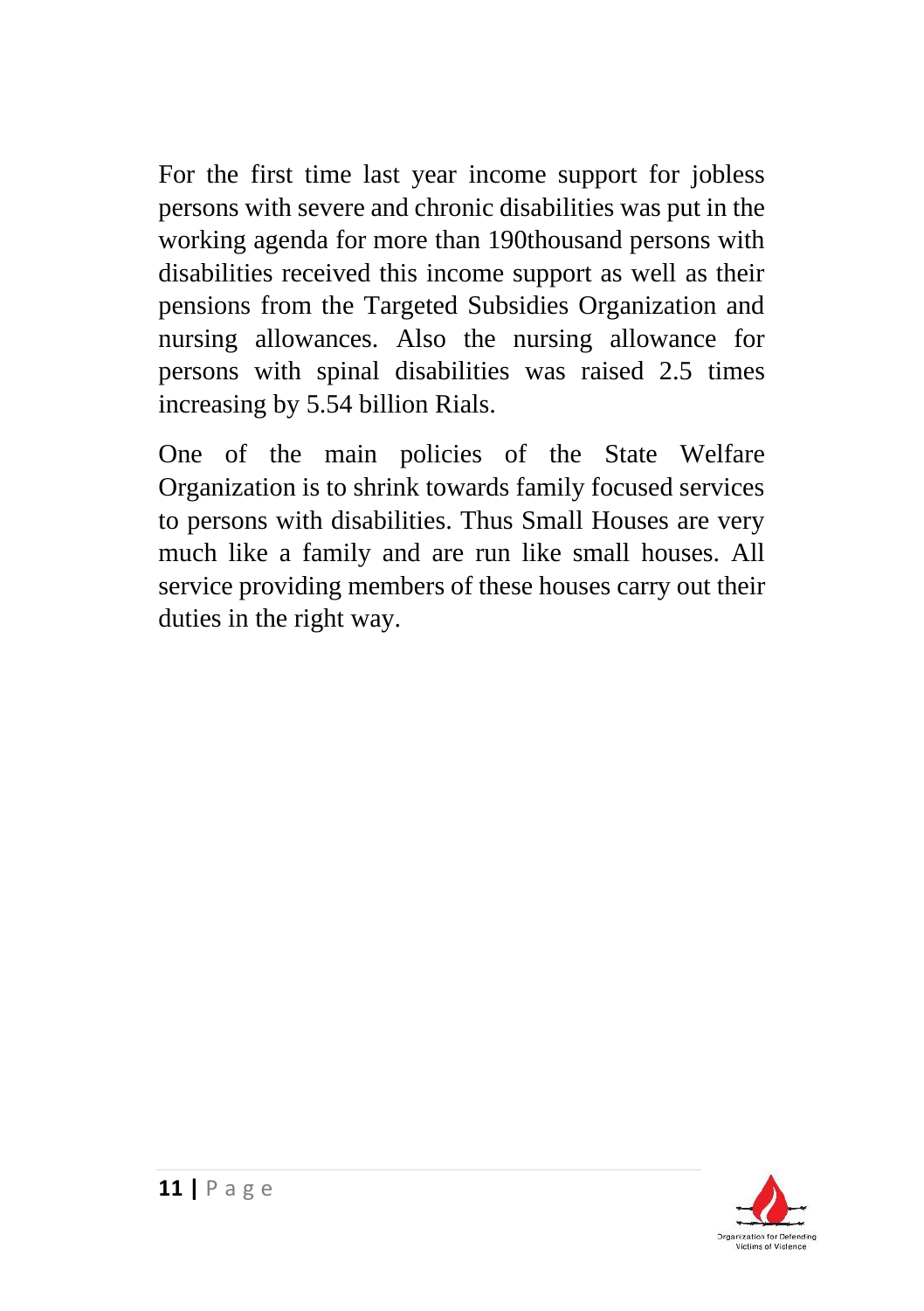For the first time last year income support for jobless persons with severe and chronic disabilities was put in the working agenda for more than 190thousand persons with disabilities received this income support as well as their pensions from the Targeted Subsidies Organization and nursing allowances. Also the nursing allowance for persons with spinal disabilities was raised 2.5 times increasing by 5.54 billion Rials.

One of the main policies of the State Welfare Organization is to shrink towards family focused services to persons with disabilities. Thus Small Houses are very much like a family and are run like small houses. All service providing members of these houses carry out their duties in the right way.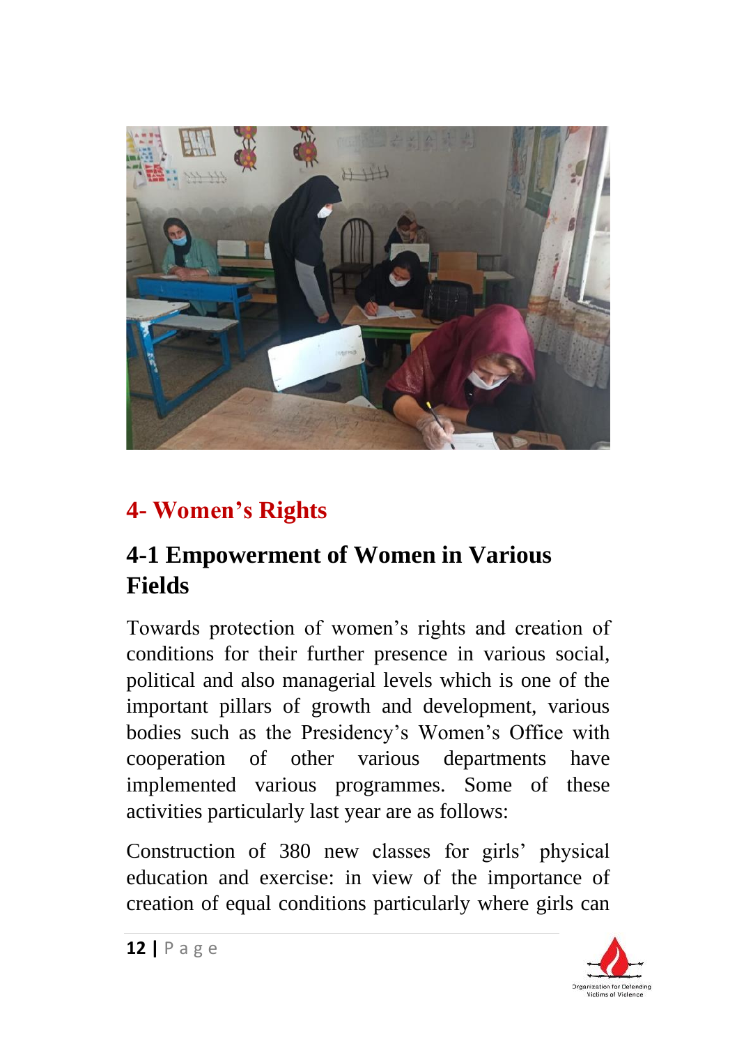## 4- Women's Rights

### 4-1 Empowerment of Women in Various Fields

Towards protection of women's rights and creation of conditions for their further presence in various social, political and also managerial levels which is one of the important pillars of growth and development, various bodies such as the Presidency's Women's Office with cooperation of other various departments have implemented various programmes. Some of these activities particularly last year are as follows:

Construction of 380 new classes for girls' physical education and exercise: in view of the importance of creation of equal conditions particularly where girls can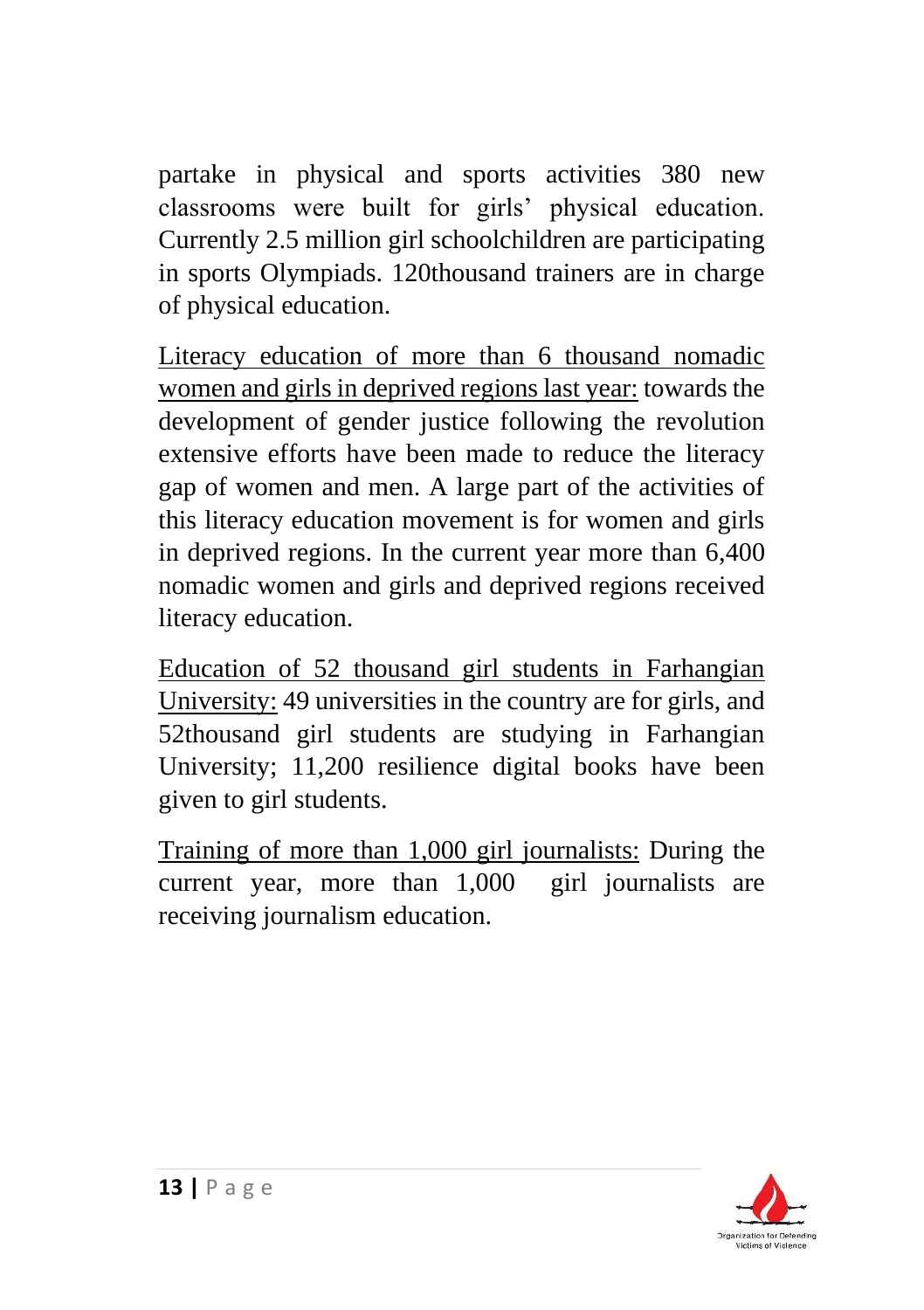partake in physical and sports activities 380 new classrooms were built for girls' physical education. Currently 2.5 million girl schoolchildren are participating in sports Olympiads. 120thousand trainers are in charge of physical education.

Literacy education of more than 6 thousand nomadic women and girls in deprived regions last year: towards the development of gender justice following the revolution extensive efforts have been made to reduce the literacy gap of women and men. A large part of the activities of this literacy education movement is for women and girls in deprived regions. In the current year more than 6,400 nomadic women and girls and deprived regions received literacy education.

Education of 52 thousand girl students in Farhangian University: 49 universities in the country are for girls, and 52thousand girl students are studying in Farhangian University; 11,200 resilience digital books have been given to girl students.

Training of more than 1,000 girl journalists: During the current year, more than 1,000 girl journalists are receiving journalism education.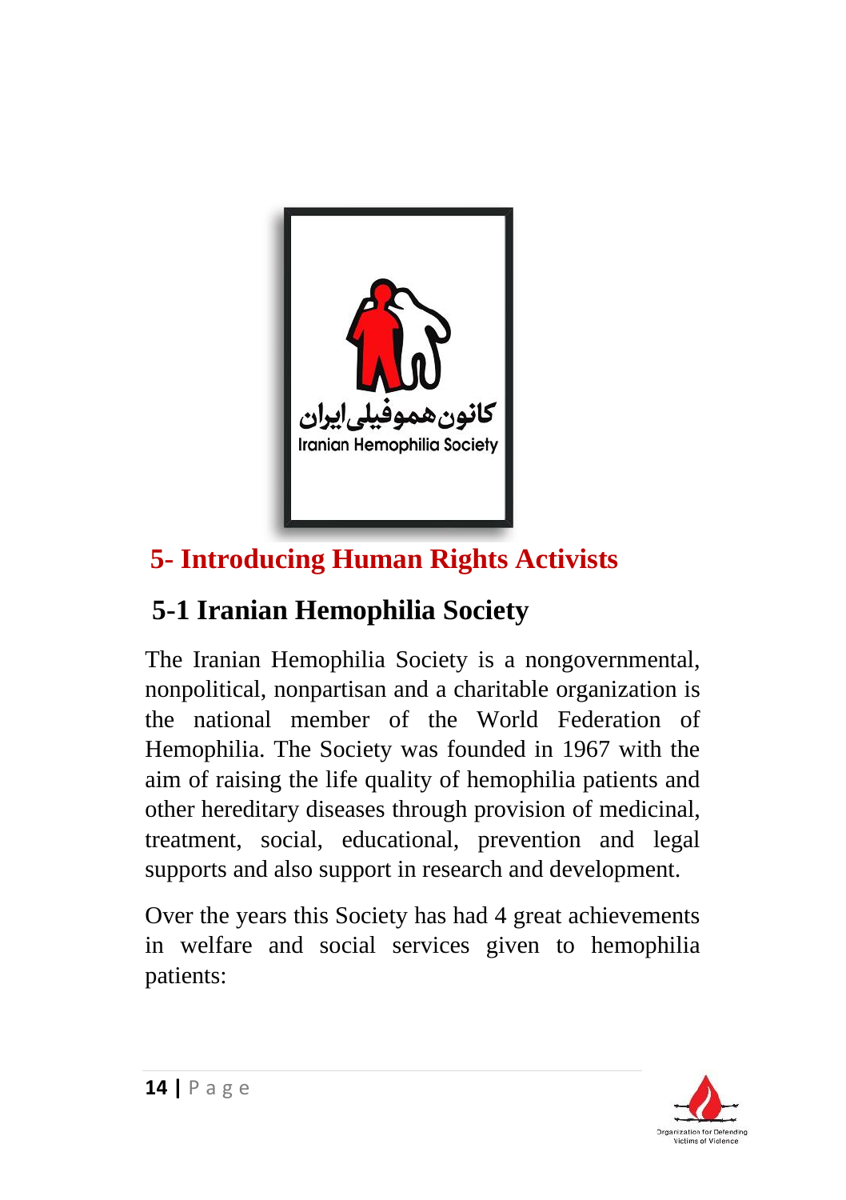## 5- Introducing Human Rights Activists

### 5-1 Iranian Hemophilia Society

The Iranian Hemophilia Society is a nongovernmental, nonpolitical, nonpartisan and a charitable organization is the national member of the World Federation of Hemophilia. The Society was founded in 1967 with the aim of raising the life quality of hemophilia patients and other hereditary diseases through provision of medicinal, treatment, social, educational, prevention and legal supports and also support in research and development.

Over the years this Society has had 4 great achievements in welfare and social services given to hemophilia patients: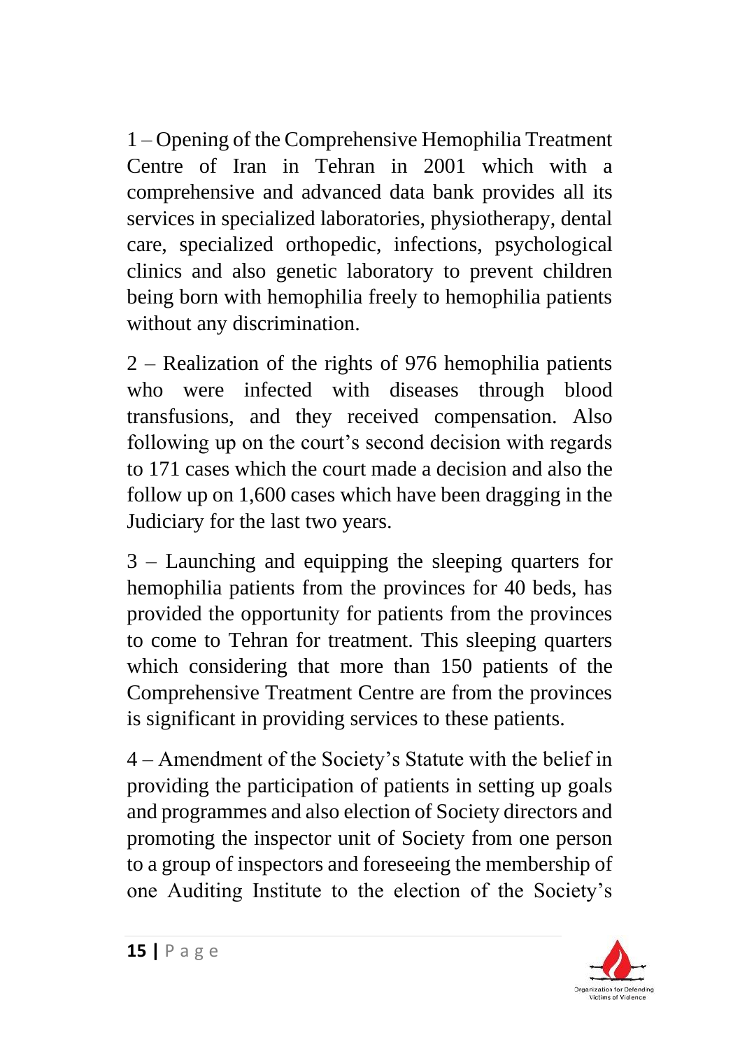1 – Opening of the Comprehensive Hemophilia Treatment Centre of Iran in Tehran in 2001 which with a comprehensive and advanced data bank provides all its services in specialized laboratories, physiotherapy, dental care, specialized orthopedic, infections, psychological clinics and also genetic laboratory to prevent children being born with hemophilia freely to hemophilia patients without any discrimination.

2 – Realization of the rights of 976 hemophilia patients who were infected with diseases through blood transfusions, and they received compensation. Also following up on the court's second decision with regards to 171 cases which the court made a decision and also the follow up on 1,600 cases which have been dragging in the Judiciary for the last two years.

3 – Launching and equipping the sleeping quarters for hemophilia patients from the provinces for 40 beds, has provided the opportunity for patients from the provinces to come to Tehran for treatment. This sleeping quarters which considering that more than 150 patients of the Comprehensive Treatment Centre are from the provinces is significant in providing services to these patients.

4 – Amendment of the Society's Statute with the belief in providing the participation of patients in setting up goals and programmes and also election of Society directors and promoting the inspector unit of Society from one person to a group of inspectors and foreseeing the membership of one Auditing Institute to the election of the Society's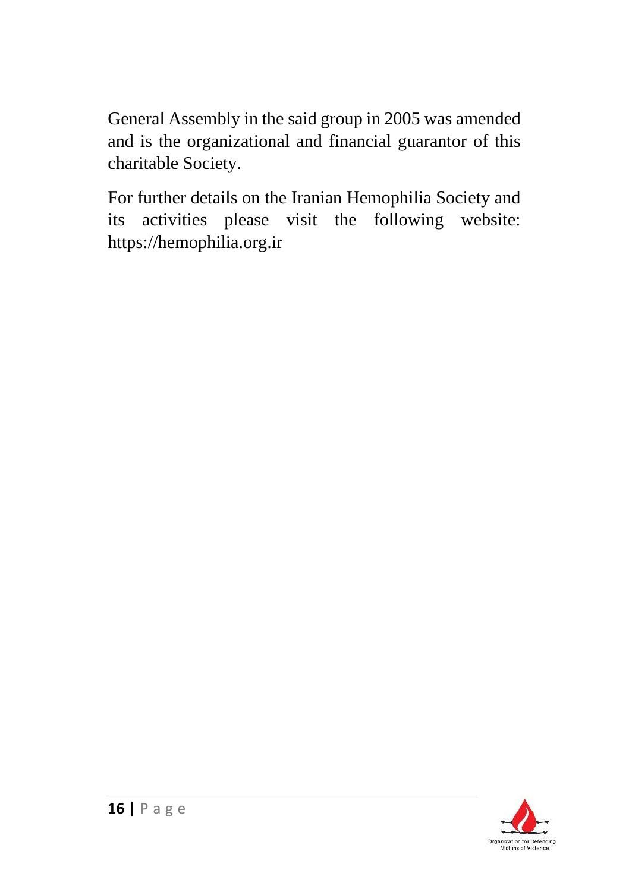General Assembly in the said group in 2005 was amended and is the organizational and financial guarantor of this charitable Society.

For further details on the Iranian Hemophilia Society and its activities please visit the following website: https://hemophilia.org.ir